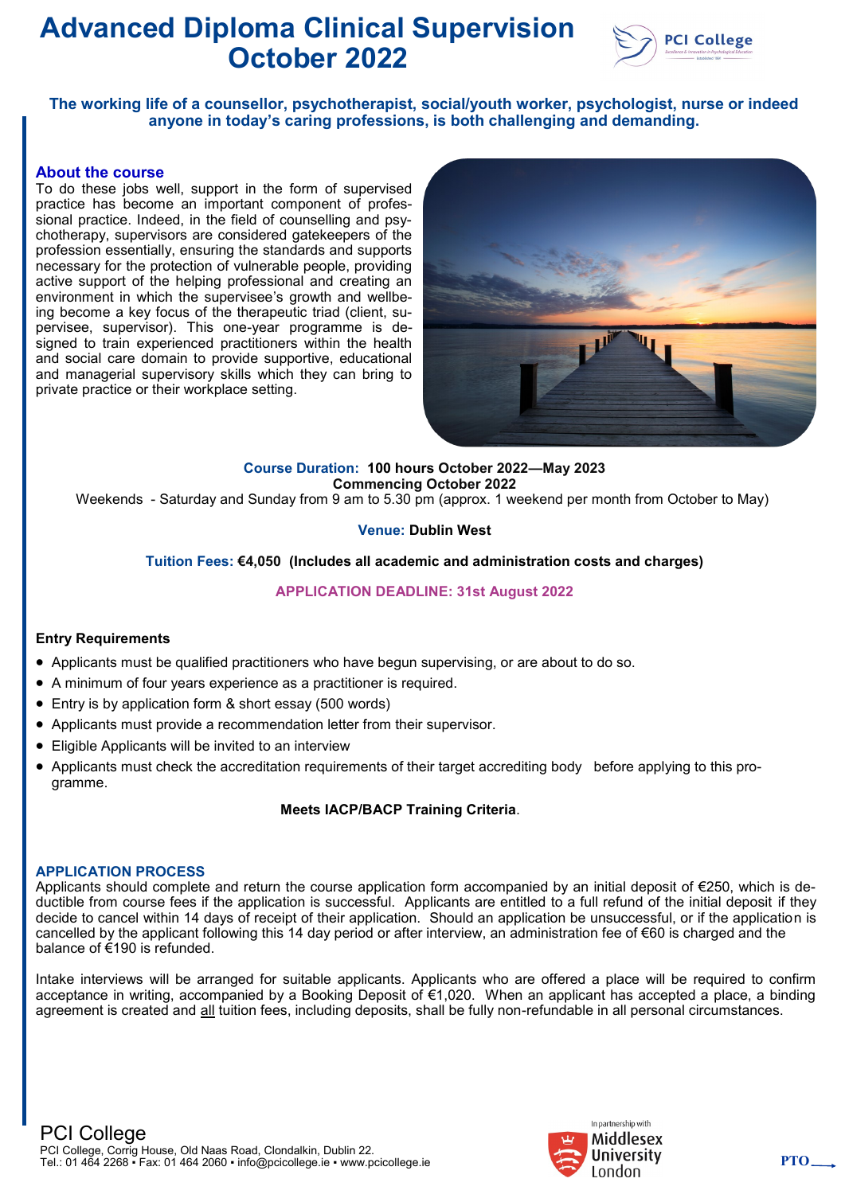# Advanced Diploma Clinical Supervision October 2022

**The working life of a counsellor, psychotherapist, social/youth worker, psychologist, nurse or indeed anyone in today's caring professions, is both challenging and demanding.**

## About the course

To do these jobs well, support in the form of supervised practice has become an important component of professional practice. Indeed, in the field of counselling and psychotherapy, supervisors are considered gatekeepers of the profession essentially, ensuring the standards and supports necessary for the protection of vulnerable people, providing active support of the helping professional and creating an environment in which the supervisee's growth and wellbeing become a key focus of the therapeutic triad (client, supervisee, supervisor). This one-year programme is designed to train experienced practitioners within the health and social care domain to provide supportive, educational and managerial supervisory skills which they can bring to private practice or their workplace setting.

**Course Duration: 100 hours October 2022—May 2023**
**Commencing October 2022**
Weekends - Saturday and Sunday from 9 am to 5.30 pm (approx. 1 weekend per month from October to May)

**Venue: Dublin West**

**Tuition Fees: €4,050 (Includes all academic and administration costs and charges)**

**APPLICATION DEADLINE: 31st August 2022**

### Entry Requirements

- Applicants must be qualified practitioners who have begun supervising, or are about to do so.
- A minimum of four years experience as a practitioner is required.
- Entry is by application form & short essay (500 words)
- Applicants must provide a recommendation letter from their supervisor.
- Eligible Applicants will be invited to an interview
- Applicants must check the accreditation requirements of their target accrediting body before applying to this programme.

**Meets IACP/BACP Training Criteria**.

### APPLICATION PROCESS

Applicants should complete and return the course application form accompanied by an initial deposit of €250, which is deductible from course fees if the application is successful. Applicants are entitled to a full refund of the initial deposit if they decide to cancel within 14 days of receipt of their application. Should an application be unsuccessful, or if the application is cancelled by the applicant following this 14 day period or after interview, an administration fee of €60 is charged and the balance of €190 is refunded.

Intake interviews will be arranged for suitable applicants. Applicants who are offered a place will be required to confirm acceptance in writing, accompanied by a Booking Deposit of €1,020. When an applicant has accepted a place, a binding agreement is created and all tuition fees, including deposits, shall be fully non-refundable in all personal circumstances.

PCI College
PCI College, Corrig House, Old Naas Road, Clondalkin, Dublin 22.
Tel.: 01 464 2268 • Fax: 01 464 2060 • info@pcicollege.ie • www.pcicollege.ie

In partnership with Middlesex University London

PTO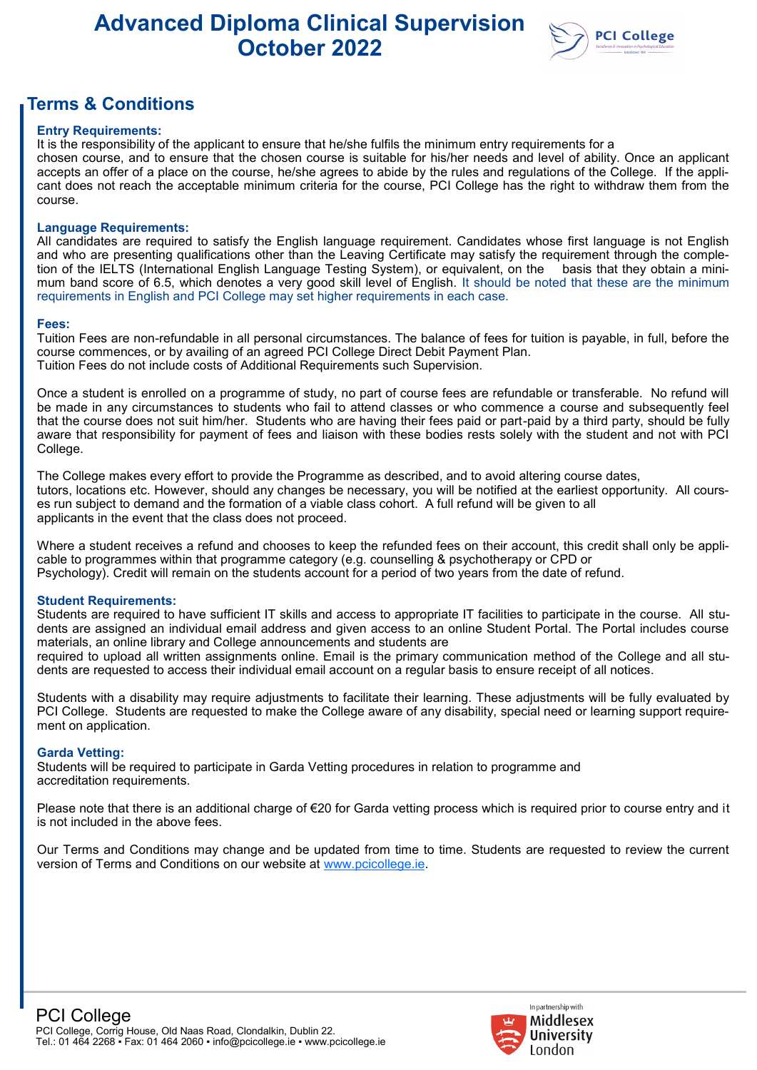# Advanced Diploma Clinical Supervision October 2022

## Terms & Conditions

**Entry Requirements:**

It is the responsibility of the applicant to ensure that he/she fulfils the minimum entry requirements for a chosen course, and to ensure that the chosen course is suitable for his/her needs and level of ability. Once an applicant accepts an offer of a place on the course, he/she agrees to abide by the rules and regulations of the College. If the applicant does not reach the acceptable minimum criteria for the course, PCI College has the right to withdraw them from the course.

**Language Requirements:**

All candidates are required to satisfy the English language requirement. Candidates whose first language is not English and who are presenting qualifications other than the Leaving Certificate may satisfy the requirement through the completion of the IELTS (International English Language Testing System), or equivalent, on the basis that they obtain a minimum band score of 6.5, which denotes a very good skill level of English. It should be noted that these are the minimum requirements in English and PCI College may set higher requirements in each case.

**Fees:**

Tuition Fees are non-refundable in all personal circumstances. The balance of fees for tuition is payable, in full, before the course commences, or by availing of an agreed PCI College Direct Debit Payment Plan.
Tuition Fees do not include costs of Additional Requirements such Supervision.

Once a student is enrolled on a programme of study, no part of course fees are refundable or transferable. No refund will be made in any circumstances to students who fail to attend classes or who commence a course and subsequently feel that the course does not suit him/her. Students who are having their fees paid or part-paid by a third party, should be fully aware that responsibility for payment of fees and liaison with these bodies rests solely with the student and not with PCI College.

The College makes every effort to provide the Programme as described, and to avoid altering course dates, tutors, locations etc. However, should any changes be necessary, you will be notified at the earliest opportunity. All courses run subject to demand and the formation of a viable class cohort. A full refund will be given to all applicants in the event that the class does not proceed.

Where a student receives a refund and chooses to keep the refunded fees on their account, this credit shall only be applicable to programmes within that programme category (e.g. counselling & psychotherapy or CPD or Psychology). Credit will remain on the students account for a period of two years from the date of refund.

**Student Requirements:**

Students are required to have sufficient IT skills and access to appropriate IT facilities to participate in the course. All students are assigned an individual email address and given access to an online Student Portal. The Portal includes course materials, an online library and College announcements and students are required to upload all written assignments online. Email is the primary communication method of the College and all students are requested to access their individual email account on a regular basis to ensure receipt of all notices.

Students with a disability may require adjustments to facilitate their learning. These adjustments will be fully evaluated by PCI College. Students are requested to make the College aware of any disability, special need or learning support requirement on application.

**Garda Vetting:**

Students will be required to participate in Garda Vetting procedures in relation to programme and accreditation requirements.

Please note that there is an additional charge of €20 for Garda vetting process which is required prior to course entry and it is not included in the above fees.

Our Terms and Conditions may change and be updated from time to time. Students are requested to review the current version of Terms and Conditions on our website at [www.pcicollege.ie](www.pcicollege.ie).

PCI College
PCI College, Corrig House, Old Naas Road, Clondalkin, Dublin 22.
Tel.: 01 464 2268 • Fax: 01 464 2060 • info@pcicollege.ie • www.pcicollege.ie

In partnership with Middlesex University London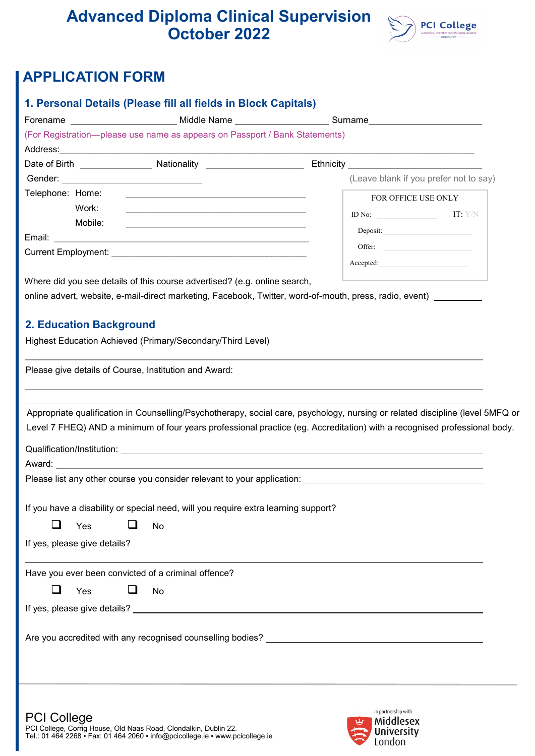# Advanced Diploma Clinical Supervision October 2022

## APPLICATION FORM

### 1. Personal Details (Please fill all fields in Block Capitals)

Forename ____________________ Middle Name __________________ Surname____________________

(For Registration—please use name as appears on Passport / Bank Statements)

Address:______________________________________________________________________________

Date of Birth ______________ Nationality __________________ Ethnicity _________________________

Gender: ___________________________ (Leave blank if you prefer not to say)

Telephone: Home: ____________________________________

Work: ____________________________________

Mobile: ____________________________________

Email: ____________________________________________

Current Employment: ______________________________________

| FOR OFFICE USE ONLY | |
|---|---|
| ID No: | IT: Y/N |
| Deposit: | |
| Offer: | |
| Accepted: | |

Where did you see details of this course advertised? (e.g. online search, online advert, website, e-mail-direct marketing, Facebook, Twitter, word-of-mouth, press, radio, event) __________

### 2. Education Background

Highest Education Achieved (Primary/Secondary/Third Level)

______________________________________________________________________________

Please give details of Course, Institution and Award:

______________________________________________________________________________

______________________________________________________________________________

Appropriate qualification in Counselling/Psychotherapy, social care, psychology, nursing or related discipline (level 5MFQ or Level 7 FHEQ) AND a minimum of four years professional practice (eg. Accreditation) with a recognised professional body.

Qualification/Institution: _____________________________________________________________

Award: ____________________________________________________________________________

Please list any other course you consider relevant to your application: __________________________

If you have a disability or special need, will you require extra learning support?

❑ Yes ❑ No

If yes, please give details?

______________________________________________________________________________

Have you ever been convicted of a criminal offence?

❑ Yes ❑ No

If yes, please give details? ____________________________________________________________

Are you accredited with any recognised counselling bodies? ______________________________________

PCI College

PCI College, Corrig House, Old Naas Road, Clondalkin, Dublin 22.
Tel.: 01 464 2268 ▪ Fax: 01 464 2060 ▪ info@pcicollege.ie ▪ www.pcicollege.ie

In partnership with Middlesex University London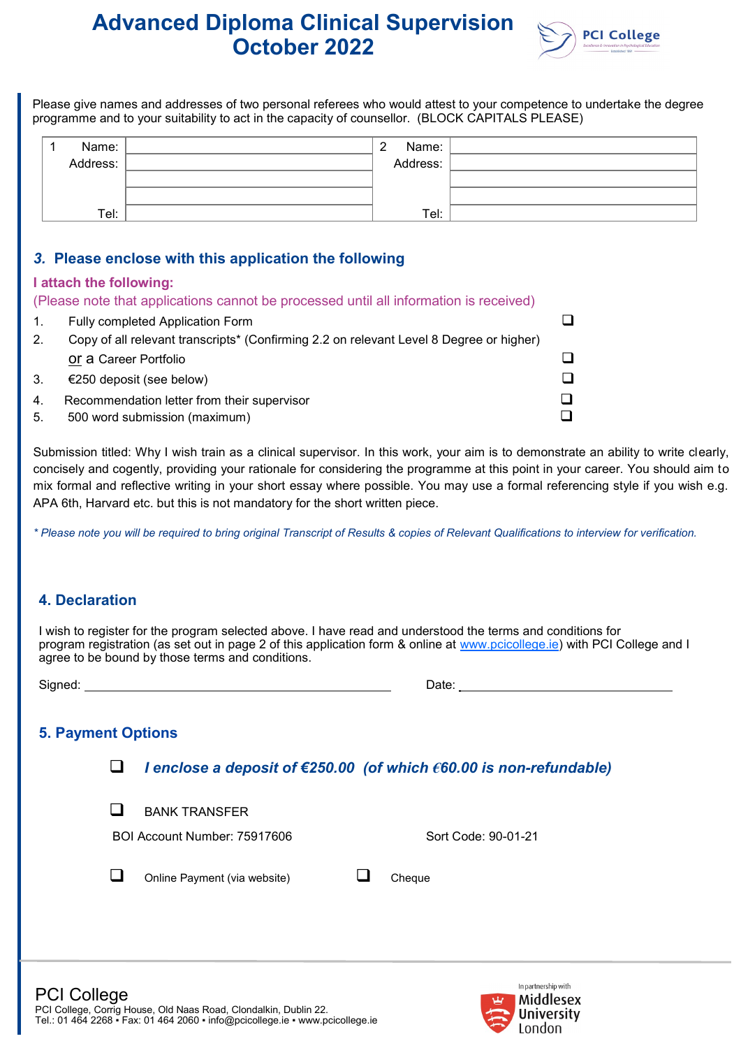# Advanced Diploma Clinical Supervision October 2022

Please give names and addresses of two personal referees who would attest to your competence to undertake the degree programme and to your suitability to act in the capacity of counsellor. (BLOCK CAPITALS PLEASE)

| | | | |
|---|---|---|---|
| 1 Name: | | 2 Name: | |
| Address: | | Address: | |
| | | | |
| | | | |
| Tel: | | Tel: | |

## 3. Please enclose with this application the following

**I attach the following:**

(Please note that applications cannot be processed until all information is received)

1. Fully completed Application Form ❑
2. Copy of all relevant transcripts* (Confirming 2.2 on relevant Level 8 Degree or higher) or a Career Portfolio ❑
3. €250 deposit (see below) ❑
4. Recommendation letter from their supervisor ❑
5. 500 word submission (maximum) ❑

Submission titled: Why I wish train as a clinical supervisor. In this work, your aim is to demonstrate an ability to write clearly, concisely and cogently, providing your rationale for considering the programme at this point in your career. You should aim to mix formal and reflective writing in your short essay where possible. You may use a formal referencing style if you wish e.g. APA 6th, Harvard etc. but this is not mandatory for the short written piece.

*\* Please note you will be required to bring original Transcript of Results & copies of Relevant Qualifications to interview for verification.*

## 4. Declaration

I wish to register for the program selected above. I have read and understood the terms and conditions for program registration (as set out in page 2 of this application form & online at www.pcicollege.ie) with PCI College and I agree to be bound by those terms and conditions.

Signed: ______________________________ Date: ______________________

## 5. Payment Options

❑ ***I enclose a deposit of €250.00 (of which €60.00 is non-refundable)***

❑ BANK TRANSFER

BOI Account Number: 75917606 Sort Code: 90-01-21

❑ Online Payment (via website) ❑ Cheque

PCI College

PCI College, Corrig House, Old Naas Road, Clondalkin, Dublin 22.
Tel.: 01 464 2268 • Fax: 01 464 2060 • info@pcicollege.ie • www.pcicollege.ie

In partnership with Middlesex University London